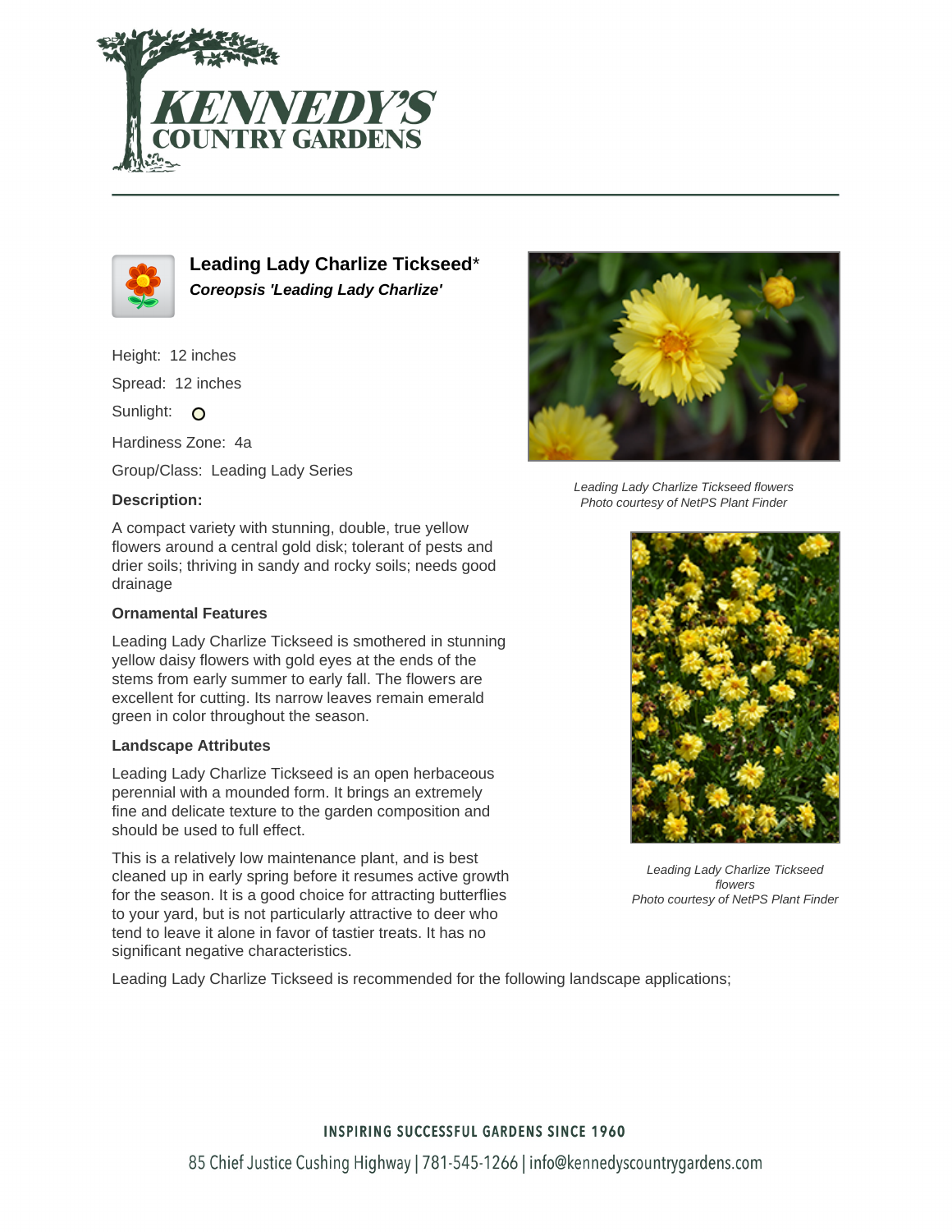# Leading Lady Charlize Tickseed*

***Coreopsis 'Leading Lady Charlize'***

Height: 12 inches

Spread: 12 inches

Sunlight: O

Hardiness Zone: 4a

Group/Class: Leading Lady Series

**Description:**

A compact variety with stunning, double, true yellow flowers around a central gold disk; tolerant of pests and drier soils; thriving in sandy and rocky soils; needs good drainage

### Ornamental Features

Leading Lady Charlize Tickseed is smothered in stunning yellow daisy flowers with gold eyes at the ends of the stems from early summer to early fall. The flowers are excellent for cutting. Its narrow leaves remain emerald green in color throughout the season.

### Landscape Attributes

Leading Lady Charlize Tickseed is an open herbaceous perennial with a mounded form. It brings an extremely fine and delicate texture to the garden composition and should be used to full effect.

This is a relatively low maintenance plant, and is best cleaned up in early spring before it resumes active growth for the season. It is a good choice for attracting butterflies to your yard, but is not particularly attractive to deer who tend to leave it alone in favor of tastier treats. It has no significant negative characteristics.

Leading Lady Charlize Tickseed is recommended for the following landscape applications;

*Leading Lady Charlize Tickseed flowers*
*Photo courtesy of NetPS Plant Finder*

*Leading Lady Charlize Tickseed flowers*
*Photo courtesy of NetPS Plant Finder*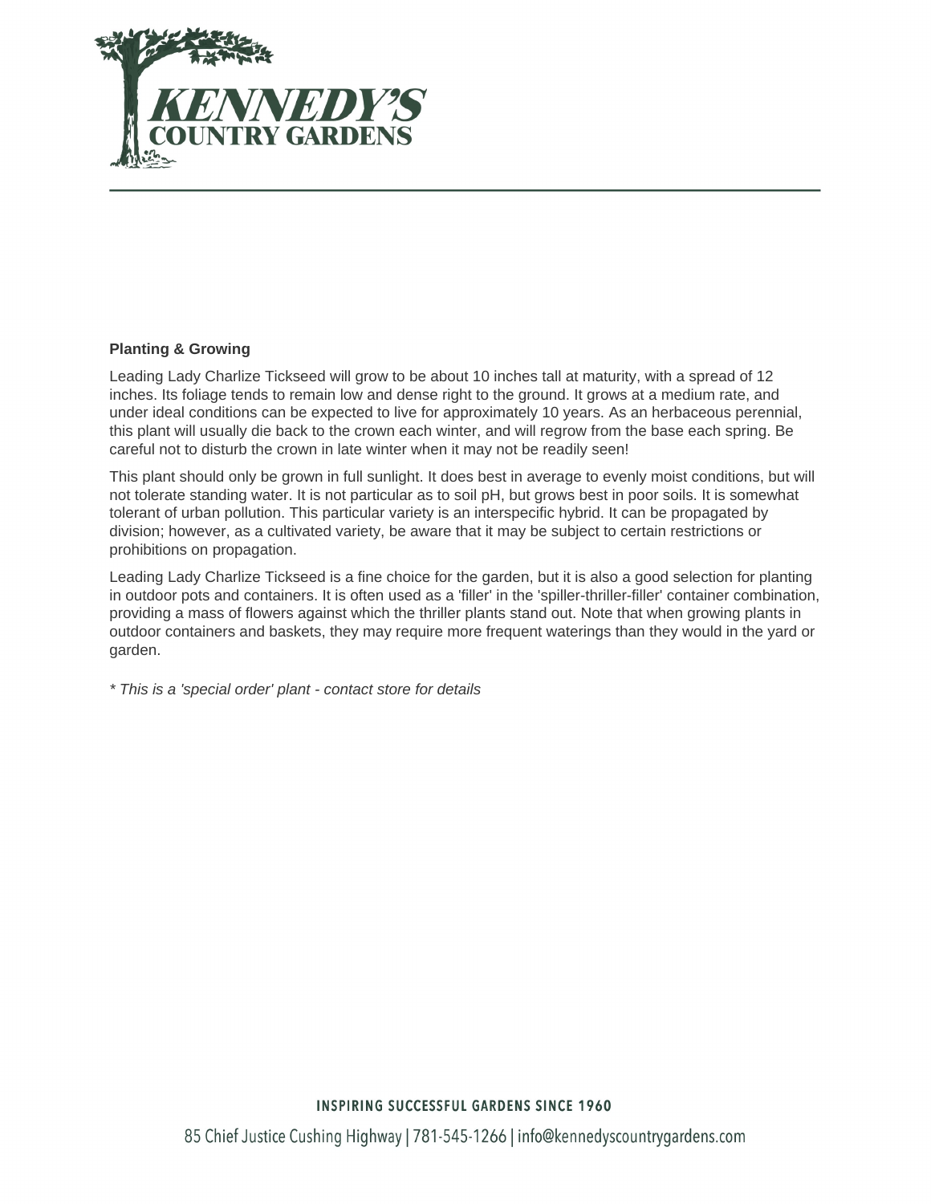**Planting & Growing**

Leading Lady Charlize Tickseed will grow to be about 10 inches tall at maturity, with a spread of 12 inches. Its foliage tends to remain low and dense right to the ground. It grows at a medium rate, and under ideal conditions can be expected to live for approximately 10 years. As an herbaceous perennial, this plant will usually die back to the crown each winter, and will regrow from the base each spring. Be careful not to disturb the crown in late winter when it may not be readily seen!

This plant should only be grown in full sunlight. It does best in average to evenly moist conditions, but will not tolerate standing water. It is not particular as to soil pH, but grows best in poor soils. It is somewhat tolerant of urban pollution. This particular variety is an interspecific hybrid. It can be propagated by division; however, as a cultivated variety, be aware that it may be subject to certain restrictions or prohibitions on propagation.

Leading Lady Charlize Tickseed is a fine choice for the garden, but it is also a good selection for planting in outdoor pots and containers. It is often used as a 'filler' in the 'spiller-thriller-filler' container combination, providing a mass of flowers against which the thriller plants stand out. Note that when growing plants in outdoor containers and baskets, they may require more frequent waterings than they would in the yard or garden.

*\* This is a 'special order' plant - contact store for details*